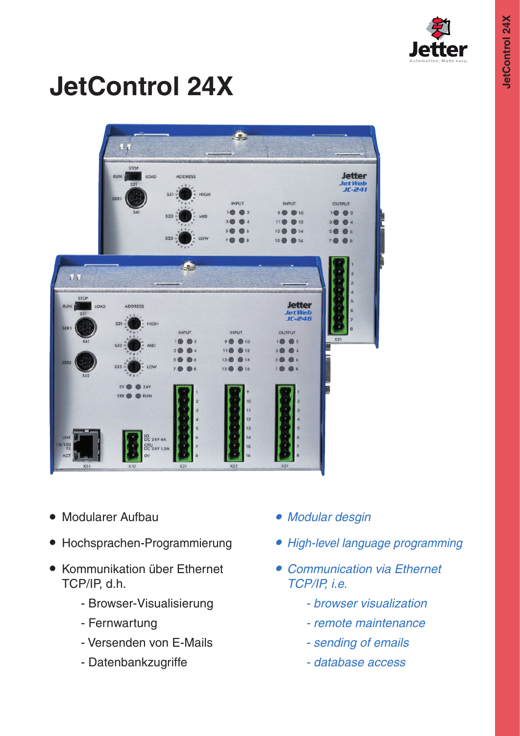# JetControl 24X

- Modularer Aufbau
- Hochsprachen-Programmierung
- Kommunikation über Ethernet TCP/IP, d.h.
  - Browser-Visualisierung
  - Fernwartung
  - Versenden von E-Mails
  - Datenbankzugriffe

- *Modular desgin*
- *High-level language programming*
- *Communication via Ethernet TCP/IP, i.e.*
  - *browser visualization*
  - *remote maintenance*
  - *sending of emails*
  - *database access*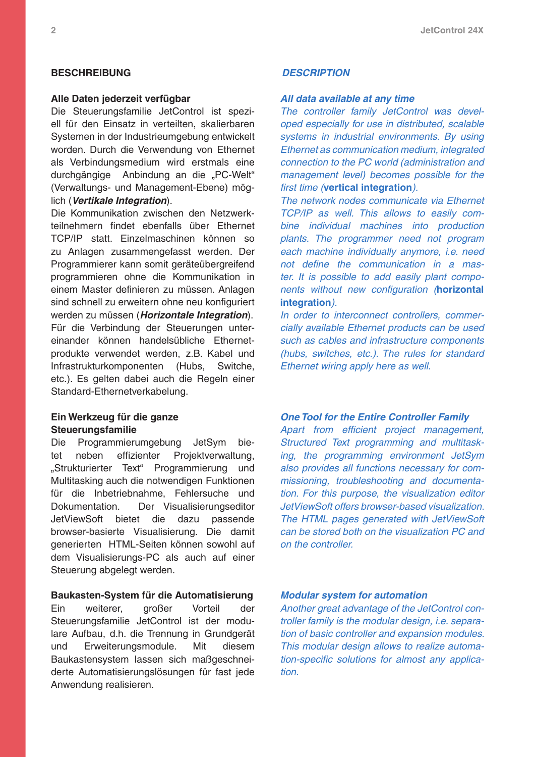## BESCHREIBUNG

### Alle Daten jederzeit verfügbar

Die Steuerungsfamilie JetControl ist speziell für den Einsatz in verteilten, skalierbaren Systemen in der Industrieumgebung entwickelt worden. Durch die Verwendung von Ethernet als Verbindungsmedium wird erstmals eine durchgängige Anbindung an die „PC-Welt" (Verwaltungs- und Management-Ebene) möglich (***Vertikale Integration***).

Die Kommunikation zwischen den Netzwerkteilnehmern findet ebenfalls über Ethernet TCP/IP statt. Einzelmaschinen können so zu Anlagen zusammengefasst werden. Der Programmierer kann somit geräteübergreifend programmieren ohne die Kommunikation in einem Master definieren zu müssen. Anlagen sind schnell zu erweitern ohne neu konfiguriert werden zu müssen (***Horizontale Integration***).

Für die Verbindung der Steuerungen untereinander können handelsübliche Ethernetprodukte verwendet werden, z.B. Kabel und Infrastrukturkomponenten (Hubs, Switche, etc.). Es gelten dabei auch die Regeln einer Standard-Ethernetverkabelung.

### Ein Werkzeug für die ganze Steuerungsfamilie

Die Programmierumgebung JetSym bietet neben effizienter Projektverwaltung, „Strukturierter Text" Programmierung und Multitasking auch die notwendigen Funktionen für die Inbetriebnahme, Fehlersuche und Dokumentation. Der Visualisierungseditor JetViewSoft bietet die dazu passende browser-basierte Visualisierung. Die damit generierten HTML-Seiten können sowohl auf dem Visualisierungs-PC als auch auf einer Steuerung abgelegt werden.

### Baukasten-System für die Automatisierung

Ein weiterer, großer Vorteil der Steuerungsfamilie JetControl ist der modulare Aufbau, d.h. die Trennung in Grundgerät und Erweiterungsmodule. Mit diesem Baukastensystem lassen sich maßgeschneiderte Automatisierungslösungen für fast jede Anwendung realisieren.

## *DESCRIPTION*

### *All data available at any time*

*The controller family JetControl was developed especially for use in distributed, scalable systems in industrial environments. By using Ethernet as communication medium, integrated connection to the PC world (administration and management level) becomes possible for the first time (**vertical integration**).*

*The network nodes communicate via Ethernet TCP/IP as well. This allows to easily combine individual machines into production plants. The programmer need not program each machine individually anymore, i.e. need not define the communication in a master. It is possible to add easily plant components without new configuration (**horizontal integration**).*

*In order to interconnect controllers, commercially available Ethernet products can be used such as cables and infrastructure components (hubs, switches, etc.). The rules for standard Ethernet wiring apply here as well.*

### *One Tool for the Entire Controller Family*

*Apart from efficient project management, Structured Text programming and multitasking, the programming environment JetSym also provides all functions necessary for commissioning, troubleshooting and documentation. For this purpose, the visualization editor JetViewSoft offers browser-based visualization. The HTML pages generated with JetViewSoft can be stored both on the visualization PC and on the controller.*

### *Modular system for automation*

*Another great advantage of the JetControl controller family is the modular design, i.e. separation of basic controller and expansion modules. This modular design allows to realize automation-specific solutions for almost any application.*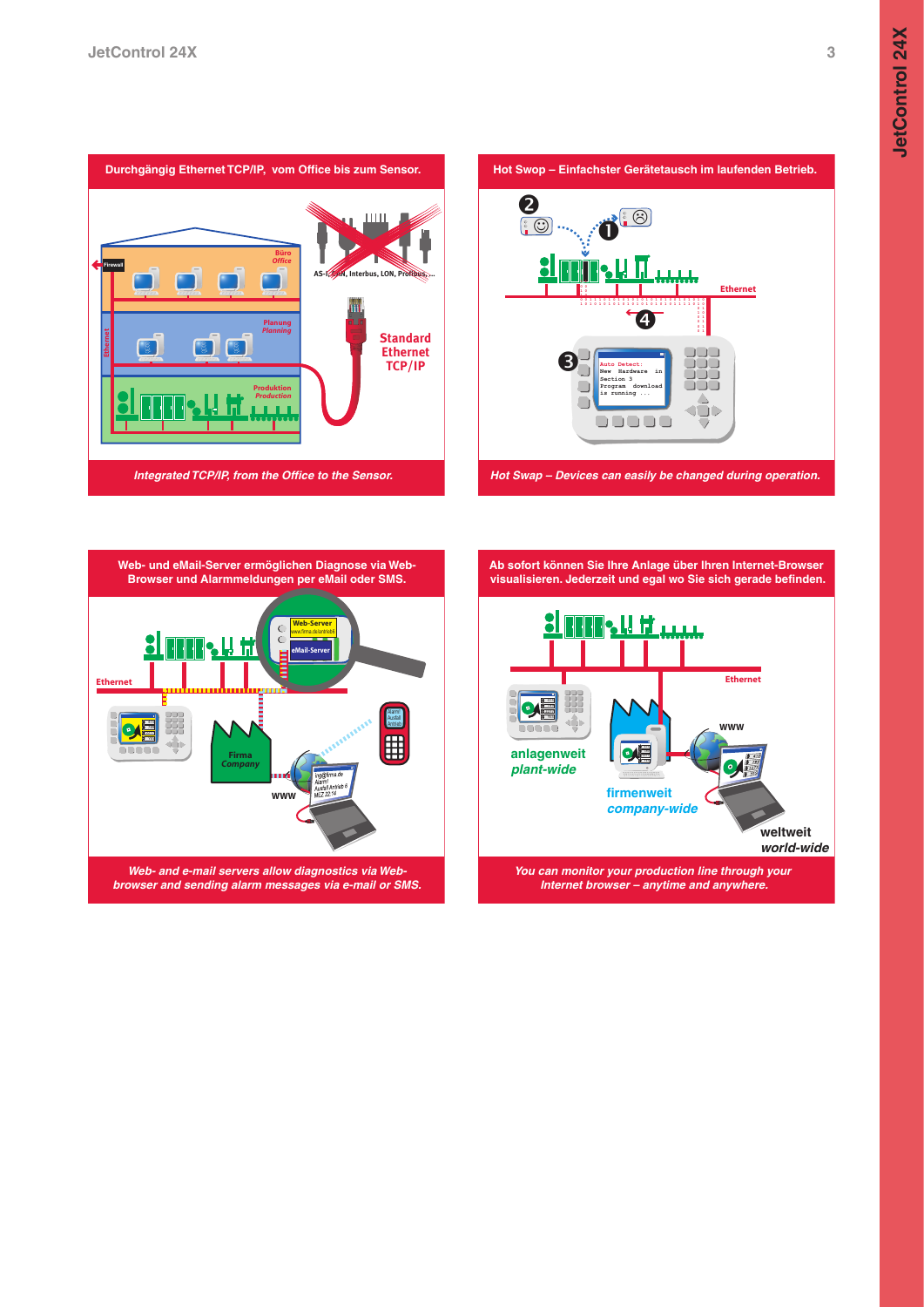## Durchgängig Ethernet TCP/IP, vom Office bis zum Sensor.

Firewall

Büro
*Office*

Planung
*Planning*

Produktion
*Production*

Ethernet

AS-I, CAN, Interbus, LON, Profibus, ...

Standard Ethernet TCP/IP

*Integrated TCP/IP, from the Office to the Sensor.*

## Hot Swop – Einfachster Gerätetausch im laufenden Betrieb.

Ethernet

Auto Detect:
New Hardware in Section 3
Program download is running ...

*Hot Swap – Devices can easily be changed during operation.*

## Web- und eMail-Server ermöglichen Diagnose via Web-Browser und Alarmmeldungen per eMail oder SMS.

Web-Server

eMail-Server

Ethernet

Firma
*Company*

www

*Web- and e-mail servers allow diagnostics via Web-browser and sending alarm messages via e-mail or SMS.*

## Ab sofort können Sie Ihre Anlage über Ihren Internet-Browser visualisieren. Jederzeit und egal wo Sie sich gerade befinden.

Ethernet

www

anlagenweit
*plant-wide*

firmenweit
*company-wide*

weltweit
*world-wide*

*You can monitor your production line through your Internet browser – anytime and anywhere.*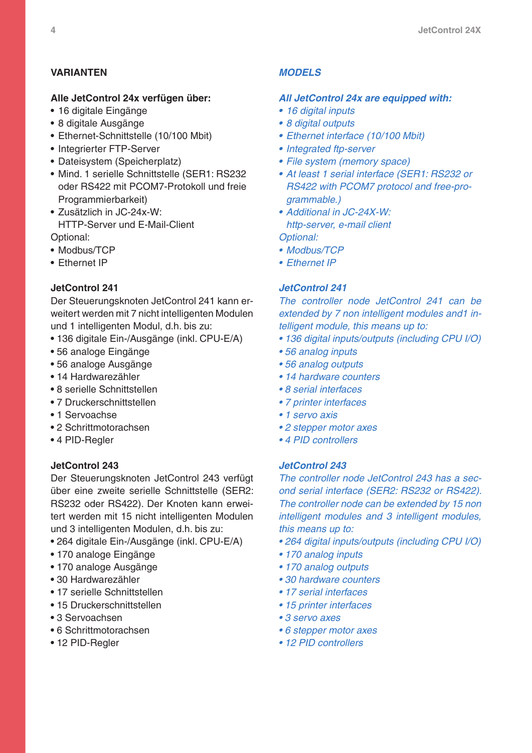## VARIANTEN

**Alle JetControl 24x verfügen über:**

- 16 digitale Eingänge
- 8 digitale Ausgänge
- Ethernet-Schnittstelle (10/100 Mbit)
- Integrierter FTP-Server
- Dateisystem (Speicherplatz)
- Mind. 1 serielle Schnittstelle (SER1: RS232 oder RS422 mit PCOM7-Protokoll und freie Programmierbarkeit)
- Zusätzlich in JC-24x-W: HTTP-Server und E-Mail-Client

Optional:

- Modbus/TCP
- Ethernet IP

### JetControl 241

Der Steuerungsknoten JetControl 241 kann erweitert werden mit 7 nicht intelligenten Modulen und 1 intelligenten Modul, d.h. bis zu:

- 136 digitale Ein-/Ausgänge (inkl. CPU-E/A)
- 56 analoge Eingänge
- 56 analoge Ausgänge
- 14 Hardwarezähler
- 8 serielle Schnittstellen
- 7 Druckerschnittstellen
- 1 Servoachse
- 2 Schrittmotorachsen
- 4 PID-Regler

### JetControl 243

Der Steuerungsknoten JetControl 243 verfügt über eine zweite serielle Schnittstelle (SER2: RS232 oder RS422). Der Knoten kann erweitert werden mit 15 nicht intelligenten Modulen und 3 intelligenten Modulen, d.h. bis zu:

- 264 digitale Ein-/Ausgänge (inkl. CPU-E/A)
- 170 analoge Eingänge
- 170 analoge Ausgänge
- 30 Hardwarezähler
- 17 serielle Schnittstellen
- 15 Druckerschnittstellen
- 3 Servoachsen
- 6 Schrittmotorachsen
- 12 PID-Regler

## *MODELS*

***All JetControl 24x are equipped with:***

- *16 digital inputs*
- *8 digital outputs*
- *Ethernet interface (10/100 Mbit)*
- *Integrated ftp-server*
- *File system (memory space)*
- *At least 1 serial interface (SER1: RS232 or RS422 with PCOM7 protocol and free-programmable.)*
- *Additional in JC-24X-W: http-server, e-mail client*

*Optional:*

- *Modbus/TCP*
- *Ethernet IP*

### *JetControl 241*

*The controller node JetControl 241 can be extended by 7 non intelligent modules and1 intelligent module, this means up to:*

- *136 digital inputs/outputs (including CPU I/O)*
- *56 analog inputs*
- *56 analog outputs*
- *14 hardware counters*
- *8 serial interfaces*
- *7 printer interfaces*
- *1 servo axis*
- *2 stepper motor axes*
- *4 PID controllers*

### *JetControl 243*

*The controller node JetControl 243 has a second serial interface (SER2: RS232 or RS422). The controller node can be extended by 15 non intelligent modules and 3 intelligent modules, this means up to:*

- *264 digital inputs/outputs (including CPU I/O)*
- *170 analog inputs*
- *170 analog outputs*
- *30 hardware counters*
- *17 serial interfaces*
- *15 printer interfaces*
- *3 servo axes*
- *6 stepper motor axes*
- *12 PID controllers*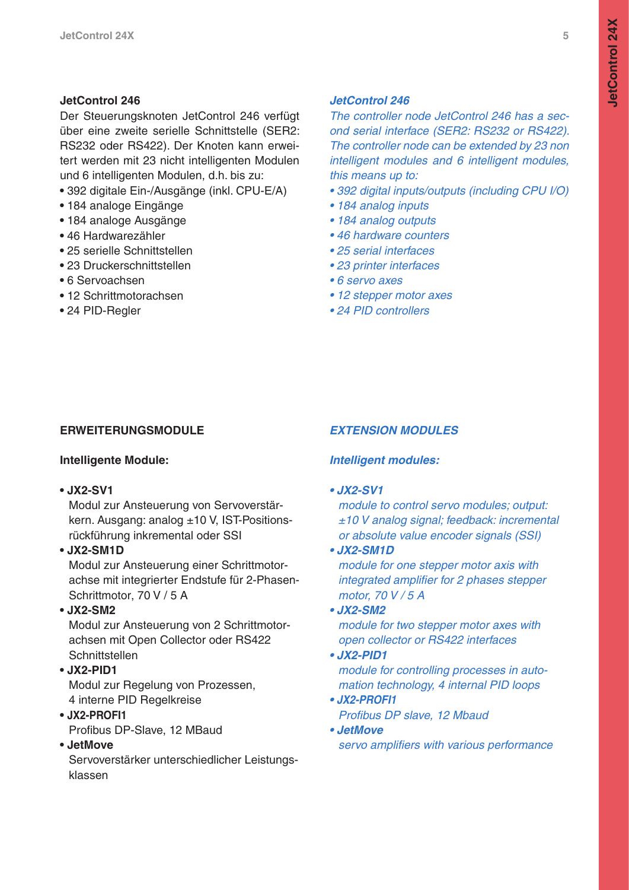### JetControl 246

Der Steuerungsknoten JetControl 246 verfügt über eine zweite serielle Schnittstelle (SER2: RS232 oder RS422). Der Knoten kann erweitert werden mit 23 nicht intelligenten Modulen und 6 intelligenten Modulen, d.h. bis zu:

- 392 digitale Ein-/Ausgänge (inkl. CPU-E/A)
- 184 analoge Eingänge
- 184 analoge Ausgänge
- 46 Hardwarezähler
- 25 serielle Schnittstellen
- 23 Druckerschnittstellen
- 6 Servoachsen
- 12 Schrittmotorachsen
- 24 PID-Regler

### *JetControl 246*

*The controller node JetControl 246 has a second serial interface (SER2: RS232 or RS422). The controller node can be extended by 23 non intelligent modules and 6 intelligent modules, this means up to:*

- *392 digital inputs/outputs (including CPU I/O)*
- *184 analog inputs*
- *184 analog outputs*
- *46 hardware counters*
- *25 serial interfaces*
- *23 printer interfaces*
- *6 servo axes*
- *12 stepper motor axes*
- *24 PID controllers*

## ERWEITERUNGSMODULE

### Intelligente Module:

- **JX2-SV1**
  Modul zur Ansteuerung von Servoverstärkern. Ausgang: analog ±10 V, IST-Positionsrückführung inkremental oder SSI
- **JX2-SM1D**
  Modul zur Ansteuerung einer Schrittmotorachse mit integrierter Endstufe für 2-Phasen-Schrittmotor, 70 V / 5 A
- **JX2-SM2**
  Modul zur Ansteuerung von 2 Schrittmotorachsen mit Open Collector oder RS422 Schnittstellen
- **JX2-PID1**
  Modul zur Regelung von Prozessen, 4 interne PID Regelkreise
- **JX2-PROFI1**
  Profibus DP-Slave, 12 MBaud
- **JetMove**
  Servoverstärker unterschiedlicher Leistungsklassen

## *EXTENSION MODULES*

### *Intelligent modules:*

- ***JX2-SV1***
  *module to control servo modules; output: ±10 V analog signal; feedback: incremental or absolute value encoder signals (SSI)*
- ***JX2-SM1D***
  *module for one stepper motor axis with integrated amplifier for 2 phases stepper motor, 70 V / 5 A*
- ***JX2-SM2***
  *module for two stepper motor axes with open collector or RS422 interfaces*
- ***JX2-PID1***
  *module for controlling processes in automation technology, 4 internal PID loops*
- ***JX2-PROFI1***
  *Profibus DP slave, 12 Mbaud*
- ***JetMove***
  *servo amplifiers with various performance*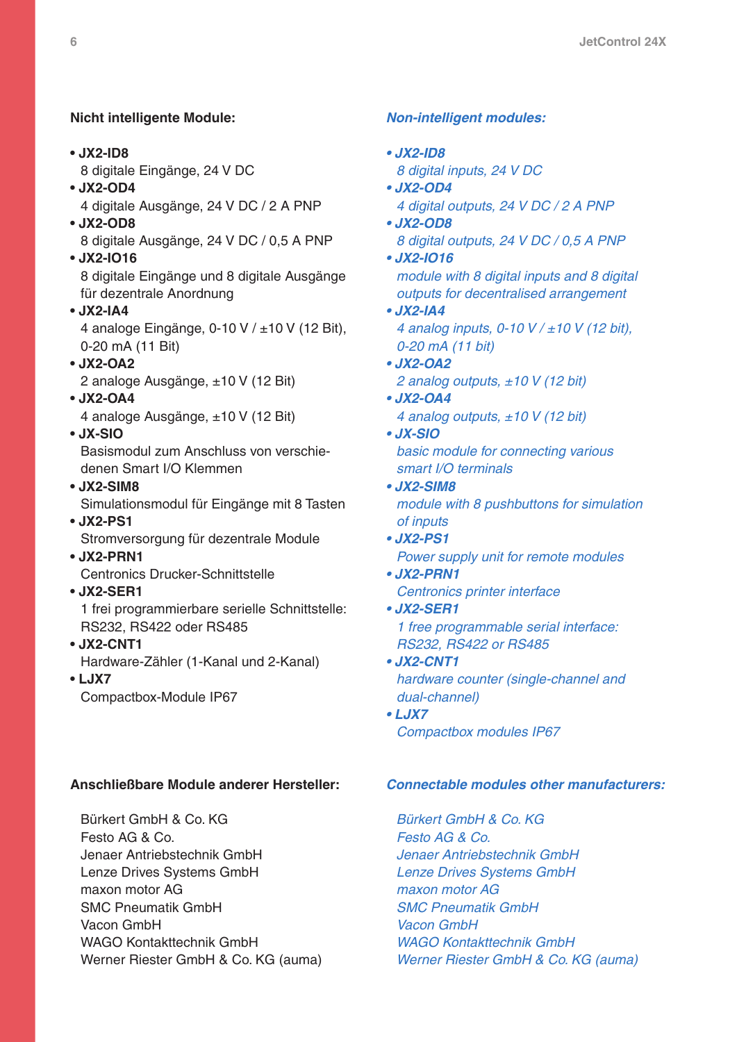**Nicht intelligente Module:**

- **JX2-ID8**
  8 digitale Eingänge, 24 V DC
- **JX2-OD4**
  4 digitale Ausgänge, 24 V DC / 2 A PNP
- **JX2-OD8**
  8 digitale Ausgänge, 24 V DC / 0,5 A PNP
- **JX2-IO16**
  8 digitale Eingänge und 8 digitale Ausgänge für dezentrale Anordnung
- **JX2-IA4**
  4 analoge Eingänge, 0-10 V / ±10 V (12 Bit), 0-20 mA (11 Bit)
- **JX2-OA2**
  2 analoge Ausgänge, ±10 V (12 Bit)
- **JX2-OA4**
  4 analoge Ausgänge, ±10 V (12 Bit)
- **JX-SIO**
  Basismodul zum Anschluss von verschiedenen Smart I/O Klemmen
- **JX2-SIM8**
  Simulationsmodul für Eingänge mit 8 Tasten
- **JX2-PS1**
  Stromversorgung für dezentrale Module
- **JX2-PRN1**
  Centronics Drucker-Schnittstelle
- **JX2-SER1**
  1 frei programmierbare serielle Schnittstelle: RS232, RS422 oder RS485
- **JX2-CNT1**
  Hardware-Zähler (1-Kanal und 2-Kanal)
- **LJX7**
  Compactbox-Module IP67

***Non-intelligent modules:***

- ***JX2-ID8***
  *8 digital inputs, 24 V DC*
- ***JX2-OD4***
  *4 digital outputs, 24 V DC / 2 A PNP*
- ***JX2-OD8***
  *8 digital outputs, 24 V DC / 0,5 A PNP*
- ***JX2-IO16***
  *module with 8 digital inputs and 8 digital outputs for decentralised arrangement*
- ***JX2-IA4***
  *4 analog inputs, 0-10 V / ±10 V (12 bit), 0-20 mA (11 bit)*
- ***JX2-OA2***
  *2 analog outputs, ±10 V (12 bit)*
- ***JX2-OA4***
  *4 analog outputs, ±10 V (12 bit)*
- ***JX-SIO***
  *basic module for connecting various smart I/O terminals*
- ***JX2-SIM8***
  *module with 8 pushbuttons for simulation of inputs*
- ***JX2-PS1***
  *Power supply unit for remote modules*
- ***JX2-PRN1***
  *Centronics printer interface*
- ***JX2-SER1***
  *1 free programmable serial interface: RS232, RS422 or RS485*
- ***JX2-CNT1***
  *hardware counter (single-channel and dual-channel)*
- ***LJX7***
  *Compactbox modules IP67*

**Anschließbare Module anderer Hersteller:**

Bürkert GmbH & Co. KG
Festo AG & Co.
Jenaer Antriebstechnik GmbH
Lenze Drives Systems GmbH
maxon motor AG
SMC Pneumatik GmbH
Vacon GmbH
WAGO Kontakttechnik GmbH
Werner Riester GmbH & Co. KG (auma)

***Connectable modules other manufacturers:***

*Bürkert GmbH & Co. KG*
*Festo AG & Co.*
*Jenaer Antriebstechnik GmbH*
*Lenze Drives Systems GmbH*
*maxon motor AG*
*SMC Pneumatik GmbH*
*Vacon GmbH*
*WAGO Kontakttechnik GmbH*
*Werner Riester GmbH & Co. KG (auma)*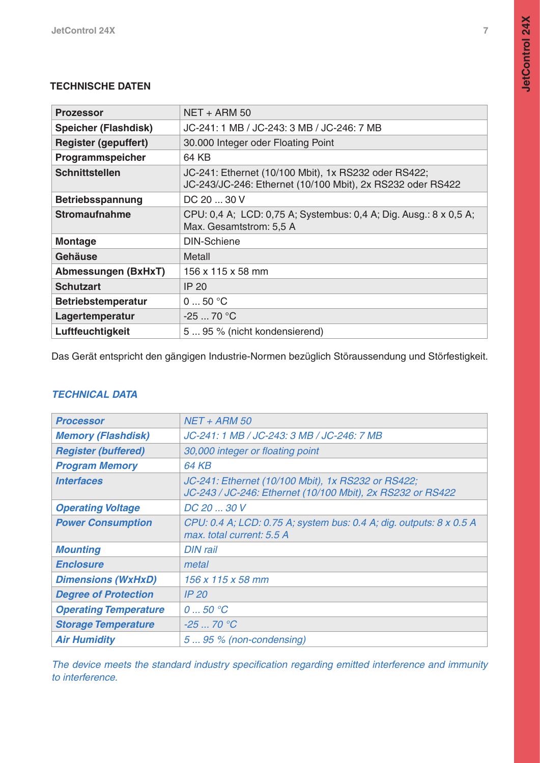## TECHNISCHE DATEN

| Prozessor | NET + ARM 50 |
|---|---|
| **Speicher (Flashdisk)** | JC-241: 1 MB / JC-243: 3 MB / JC-246: 7 MB |
| **Register (gepuffert)** | 30.000 Integer oder Floating Point |
| **Programmspeicher** | 64 KB |
| **Schnittstellen** | JC-241: Ethernet (10/100 Mbit), 1x RS232 oder RS422; JC-243/JC-246: Ethernet (10/100 Mbit), 2x RS232 oder RS422 |
| **Betriebsspannung** | DC 20 ... 30 V |
| **Stromaufnahme** | CPU: 0,4 A; LCD: 0,75 A; Systembus: 0,4 A; Dig. Ausg.: 8 x 0,5 A; Max. Gesamtstrom: 5,5 A |
| **Montage** | DIN-Schiene |
| **Gehäuse** | Metall |
| **Abmessungen (BxHxT)** | 156 x 115 x 58 mm |
| **Schutzart** | IP 20 |
| **Betriebstemperatur** | 0 ... 50 °C |
| **Lagertemperatur** | -25 ... 70 °C |
| **Luftfeuchtigkeit** | 5 ... 95 % (nicht kondensierend) |

Das Gerät entspricht den gängigen Industrie-Normen bezüglich Störaussendung und Störfestigkeit.

## *TECHNICAL DATA*

| *Processor* | *NET + ARM 50* |
|---|---|
| ***Memory (Flashdisk)*** | *JC-241: 1 MB / JC-243: 3 MB / JC-246: 7 MB* |
| ***Register (buffered)*** | *30,000 integer or floating point* |
| ***Program Memory*** | *64 KB* |
| ***Interfaces*** | *JC-241: Ethernet (10/100 Mbit), 1x RS232 or RS422; JC-243 / JC-246: Ethernet (10/100 Mbit), 2x RS232 or RS422* |
| ***Operating Voltage*** | *DC 20 ... 30 V* |
| ***Power Consumption*** | *CPU: 0.4 A; LCD: 0.75 A; system bus: 0.4 A; dig. outputs: 8 x 0.5 A max. total current: 5.5 A* |
| ***Mounting*** | *DIN rail* |
| ***Enclosure*** | *metal* |
| ***Dimensions (WxHxD)*** | *156 x 115 x 58 mm* |
| ***Degree of Protection*** | *IP 20* |
| ***Operating Temperature*** | *0 ... 50 °C* |
| ***Storage Temperature*** | *-25 ... 70 °C* |
| ***Air Humidity*** | *5 ... 95 % (non-condensing)* |

*The device meets the standard industry specification regarding emitted interference and immunity to interference.*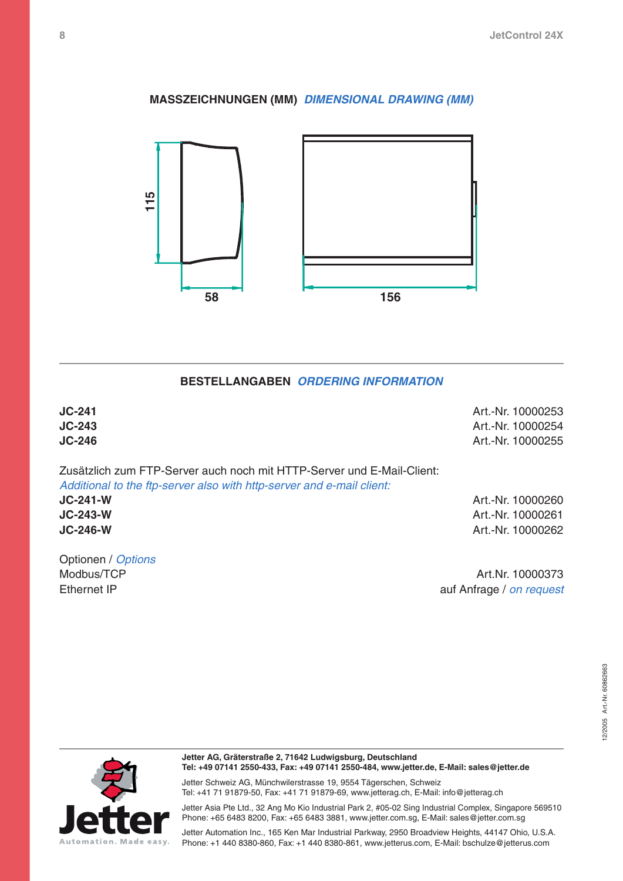## MASSZEICHNUNGEN (MM) *DIMENSIONAL DRAWING (MM)*

115

58

156

## BESTELLANGABEN *ORDERING INFORMATION*

| | |
|---|---|
| **JC-241** | Art.-Nr. 10000253 |
| **JC-243** | Art.-Nr. 10000254 |
| **JC-246** | Art.-Nr. 10000255 |

Zusätzlich zum FTP-Server auch noch mit HTTP-Server und E-Mail-Client:
*Additional to the ftp-server also with http-server and e-mail client:*

| | |
|---|---|
| **JC-241-W** | Art.-Nr. 10000260 |
| **JC-243-W** | Art.-Nr. 10000261 |
| **JC-246-W** | Art.-Nr. 10000262 |

Optionen / *Options*

| | |
|---|---|
| Modbus/TCP | Art.Nr. 10000373 |
| Ethernet IP | auf Anfrage / *on request* |

12/2005 Art.-Nr. 60862663

Jetter Automation. Made easy.

**Jetter AG, Gräterstraße 2, 71642 Ludwigsburg, Deutschland**
**Tel: +49 07141 2550-433, Fax: +49 07141 2550-484, www.jetter.de, E-Mail: sales@jetter.de**

Jetter Schweiz AG, Münchwilerstrasse 19, 9554 Tägerschen, Schweiz
Tel: +41 71 91879-50, Fax: +41 71 91879-69, www.jetterag.ch, E-Mail: info@jetterag.ch

Jetter Asia Pte Ltd., 32 Ang Mo Kio Industrial Park 2, #05-02 Sing Industrial Complex, Singapore 569510
Phone: +65 6483 8200, Fax: +65 6483 3881, www.jetter.com.sg, E-Mail: sales@jetter.com.sg

Jetter Automation Inc., 165 Ken Mar Industrial Parkway, 2950 Broadview Heights, 44147 Ohio, U.S.A.
Phone: +1 440 8380-860, Fax: +1 440 8380-861, www.jetterus.com, E-Mail: bschulze@jetterus.com